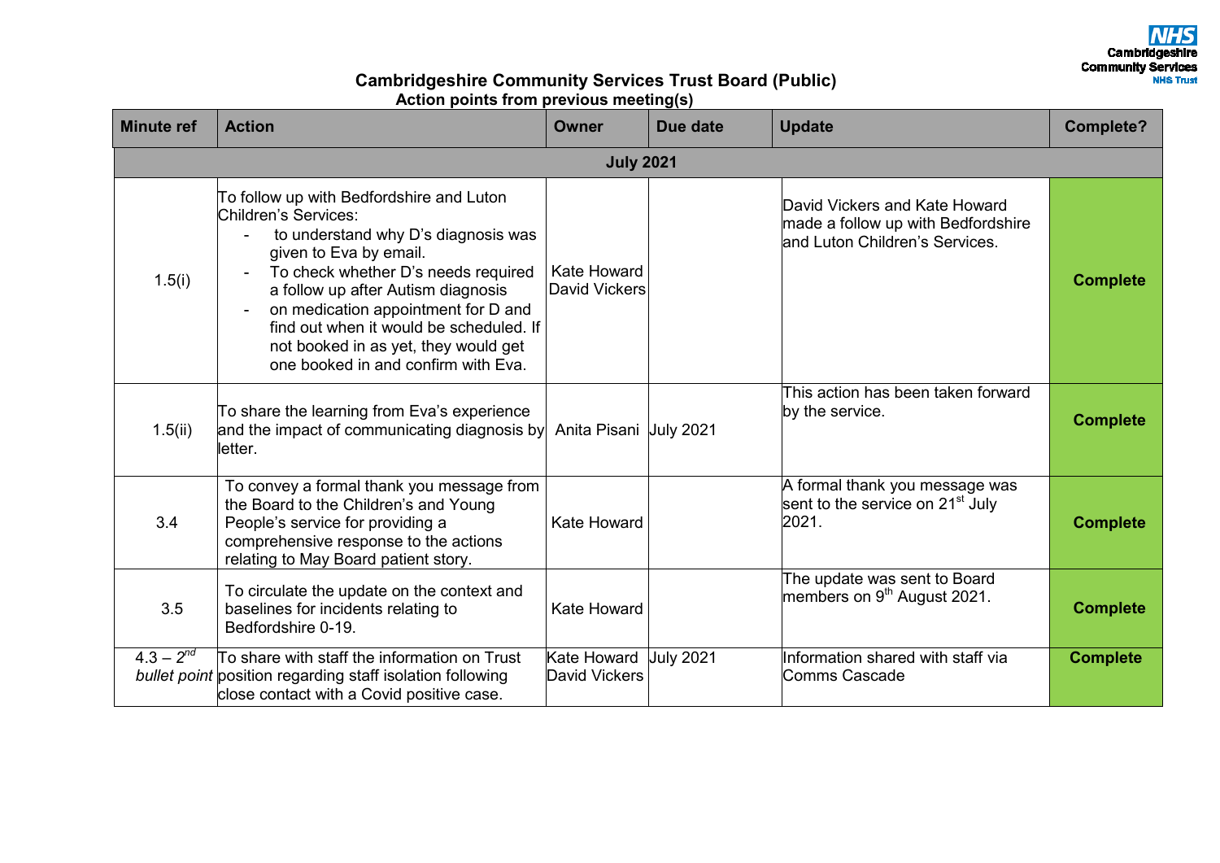# Cambridgeshire Community Services Trust Board (Public)

## Action points from previous meeting(s)

| Minute ref | Action | Owner | Due date | Update | Complete? |
|---|---|---|---|---|---|
| **July 2021** | | | | | |
| 1.5(i) | To follow up with Bedfordshire and Luton Children's Services:<br>- to understand why D's diagnosis was given to Eva by email.<br>- To check whether D's needs required a follow up after Autism diagnosis<br>- on medication appointment for D and find out when it would be scheduled. If not booked in as yet, they would get one booked in and confirm with Eva. | Kate Howard David Vickers | | David Vickers and Kate Howard made a follow up with Bedfordshire and Luton Children's Services. | **Complete** |
| 1.5(ii) | To share the learning from Eva's experience and the impact of communicating diagnosis by letter. | Anita Pisani | July 2021 | This action has been taken forward by the service. | **Complete** |
| 3.4 | To convey a formal thank you message from the Board to the Children's and Young People's service for providing a comprehensive response to the actions relating to May Board patient story. | Kate Howard | | A formal thank you message was sent to the service on 21st July 2021. | **Complete** |
| 3.5 | To circulate the update on the context and baselines for incidents relating to Bedfordshire 0-19. | Kate Howard | | The update was sent to Board members on 9th August 2021. | **Complete** |
| 4.3 – 2nd *bullet point* | To share with staff the information on Trust position regarding staff isolation following close contact with a Covid positive case. | Kate Howard David Vickers | July 2021 | Information shared with staff via Comms Cascade | **Complete** |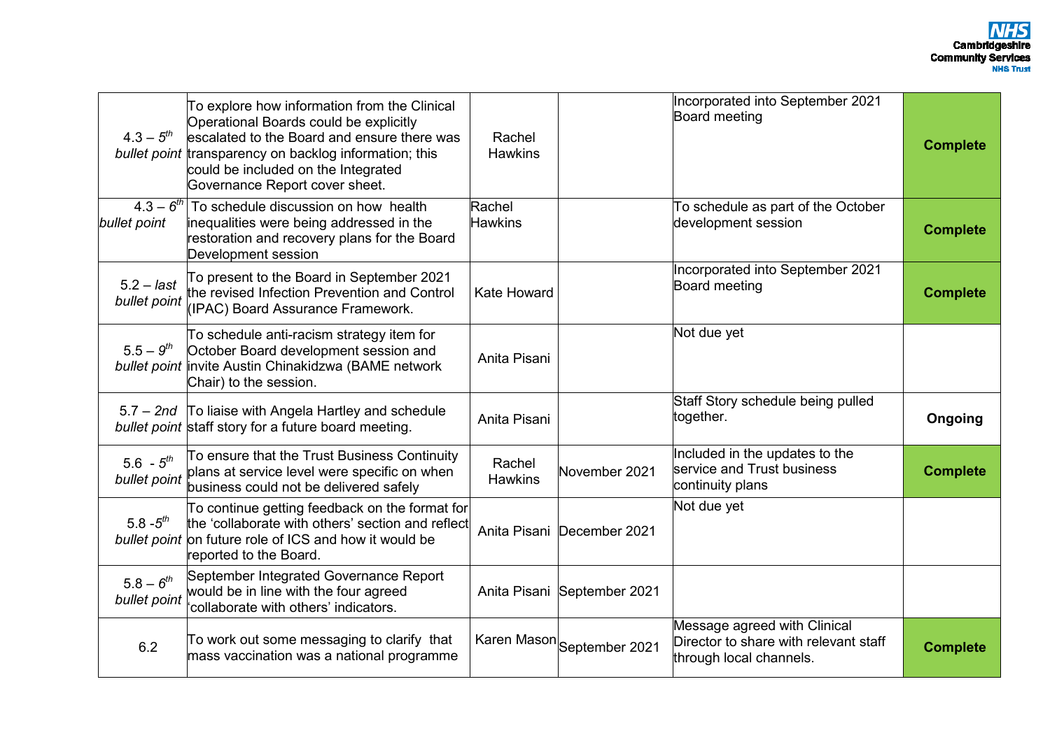| | | | | | |
|---|---|---|---|---|---|
| 4.3 – 5th *bullet point* | To explore how information from the Clinical Operational Boards could be explicitly escalated to the Board and ensure there was transparency on backlog information; this could be included on the Integrated Governance Report cover sheet. | Rachel Hawkins | | Incorporated into September 2021 Board meeting | **Complete** |
| 4.3 – 6th *bullet point* | To schedule discussion on how health inequalities were being addressed in the restoration and recovery plans for the Board Development session | Rachel Hawkins | | To schedule as part of the October development session | **Complete** |
| 5.2 – *last bullet point* | To present to the Board in September 2021 the revised Infection Prevention and Control (IPAC) Board Assurance Framework. | Kate Howard | | Incorporated into September 2021 Board meeting | **Complete** |
| 5.5 – 9th *bullet point* | To schedule anti-racism strategy item for October Board development session and invite Austin Chinakidzwa (BAME network Chair) to the session. | Anita Pisani | | Not due yet | |
| 5.7 – *2nd bullet point* | To liaise with Angela Hartley and schedule staff story for a future board meeting. | Anita Pisani | | Staff Story schedule being pulled together. | **Ongoing** |
| 5.6 - 5th *bullet point* | To ensure that the Trust Business Continuity plans at service level were specific on when business could not be delivered safely | Rachel Hawkins | November 2021 | Included in the updates to the service and Trust business continuity plans | **Complete** |
| 5.8 -5th *bullet point* | To continue getting feedback on the format for the 'collaborate with others' section and reflect on future role of ICS and how it would be reported to the Board. | Anita Pisani | December 2021 | Not due yet | |
| 5.8 – 6th *bullet point* | September Integrated Governance Report would be in line with the four agreed 'collaborate with others' indicators. | Anita Pisani | September 2021 | | |
| 6.2 | To work out some messaging to clarify that mass vaccination was a national programme | Karen Mason | September 2021 | Message agreed with Clinical Director to share with relevant staff through local channels. | **Complete** |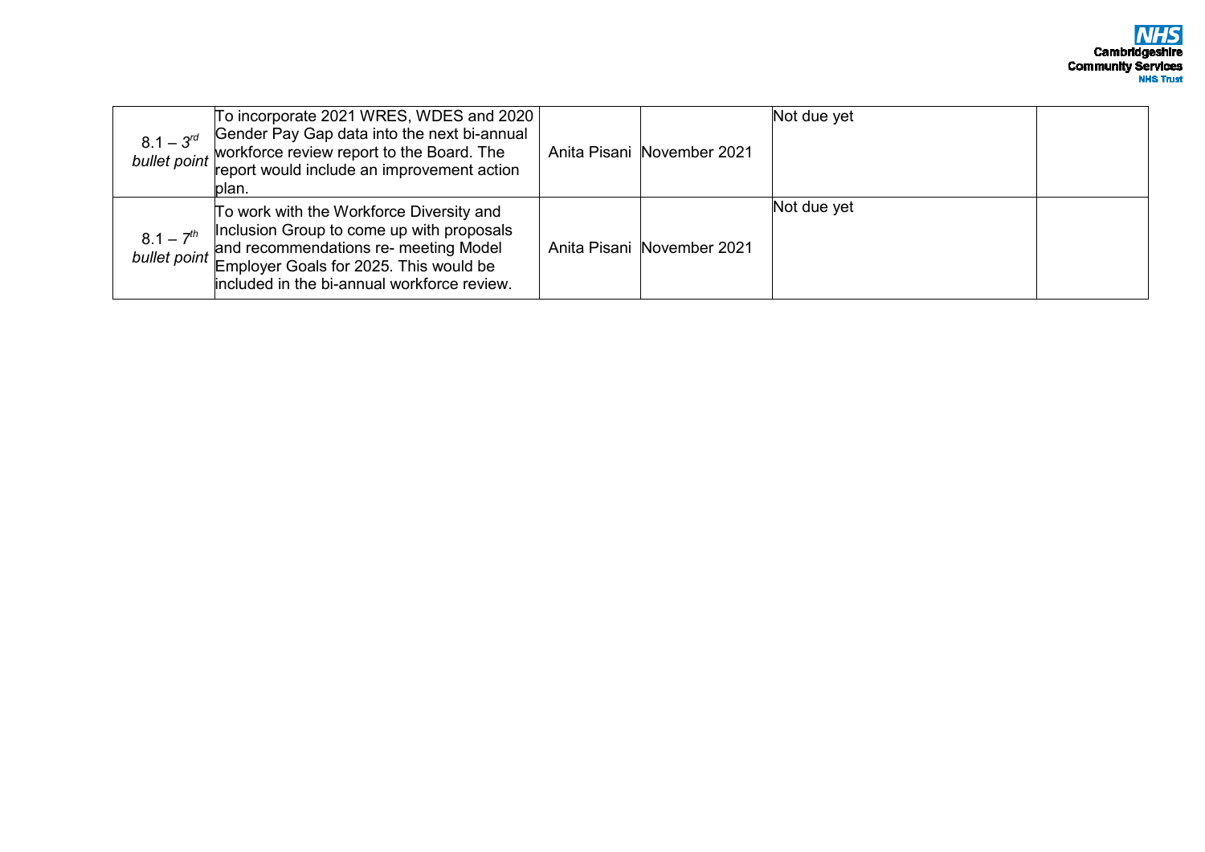| | | | | | |
|---|---|---|---|---|---|
| 8.1 – *3rd bullet point* | To incorporate 2021 WRES, WDES and 2020 Gender Pay Gap data into the next bi-annual workforce review report to the Board. The report would include an improvement action plan. | Anita Pisani | November 2021 | Not due yet | |
| 8.1 – *7th bullet point* | To work with the Workforce Diversity and Inclusion Group to come up with proposals and recommendations re- meeting Model Employer Goals for 2025. This would be included in the bi-annual workforce review. | Anita Pisani | November 2021 | Not due yet | |